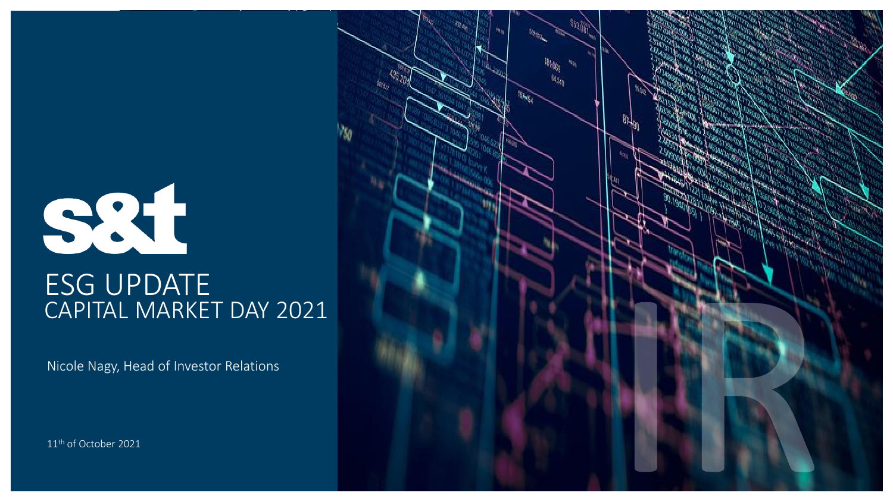s&t

# ESG UPDATE
## CAPITAL MARKET DAY 2021

Nicole Nagy, Head of Investor Relations

11th of October 2021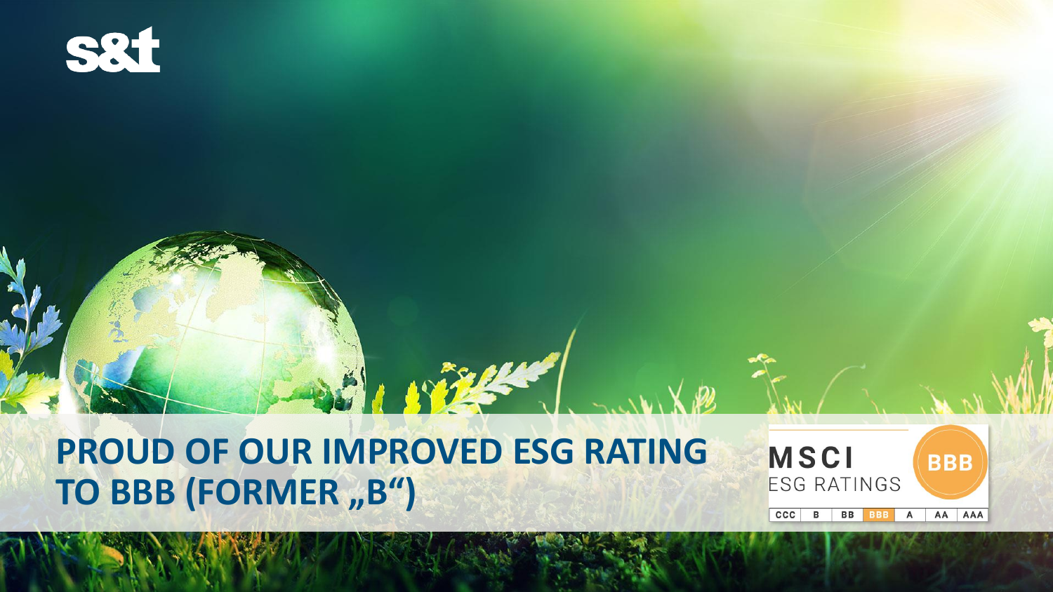s&t

# PROUD OF OUR IMPROVED ESG RATING TO BBB (FORMER „B“)

MSCI
ESG RATINGS
BBB

CCC B BB BBB A AA AAA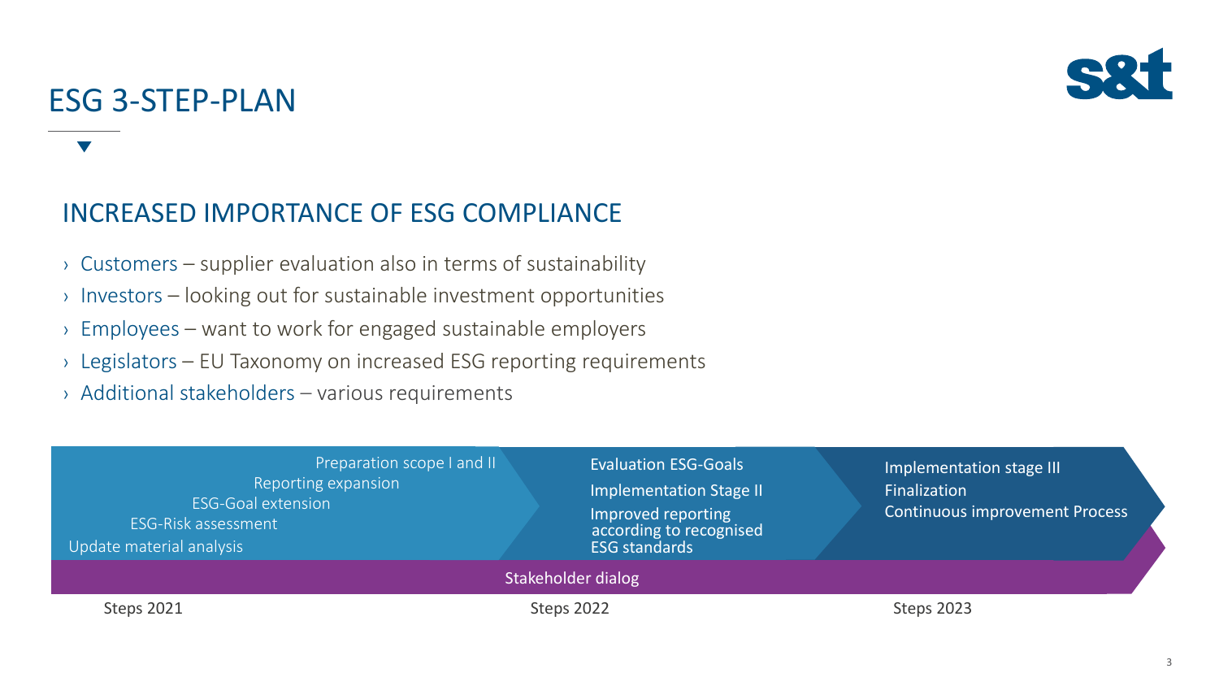# ESG 3-STEP-PLAN

## INCREASED IMPORTANCE OF ESG COMPLIANCE

- Customers – supplier evaluation also in terms of sustainability
- Investors – looking out for sustainable investment opportunities
- Employees – want to work for engaged sustainable employers
- Legislators – EU Taxonomy on increased ESG reporting requirements
- Additional stakeholders – various requirements

Preparation scope I and II
Reporting expansion
ESG-Goal extension
ESG-Risk assessment
Update material analysis

Evaluation ESG-Goals
Implementation Stage II
Improved reporting according to recognised ESG standards

Implementation stage III
Finalization
Continuous improvement Process

Stakeholder dialog

Steps 2021

Steps 2022

Steps 2023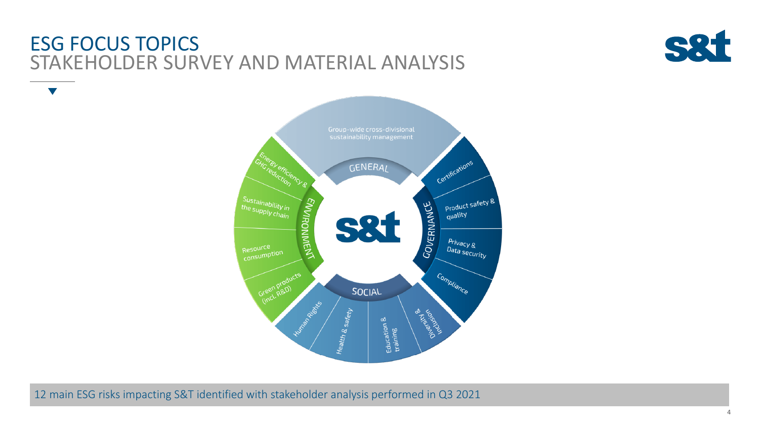# ESG FOCUS TOPICS
## STAKEHOLDER SURVEY AND MATERIAL ANALYSIS

Group-wide cross-divisional sustainability management

GENERAL

ENVIRONMENT

Energy efficiency & GHG reduction

Sustainability in the supply chain

Resource consumption

Green products (incl. R&D)

SOCIAL

Human Rights

Health & safety

Education & training

Diversity & inclusion

GOVERNANCE

Certifications

Product safety & quality

Privacy & Data security

Compliance

s&t

12 main ESG risks impacting S&T identified with stakeholder analysis performed in Q3 2021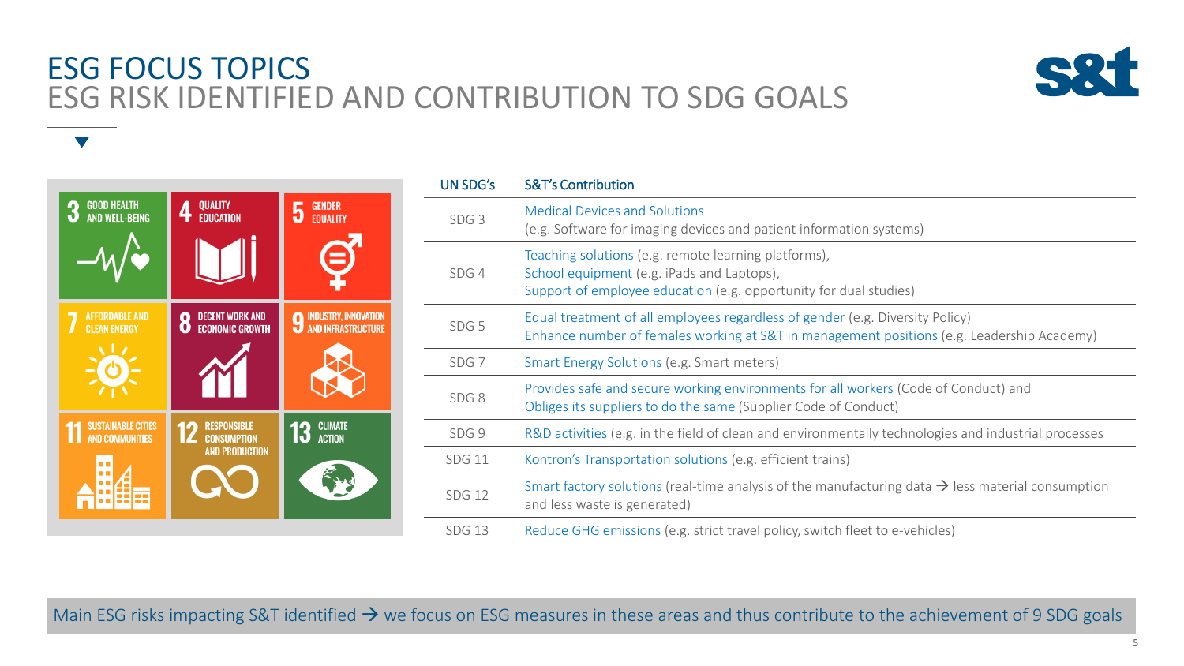# ESG FOCUS TOPICS

## ESG RISK IDENTIFIED AND CONTRIBUTION TO SDG GOALS

3 GOOD HEALTH AND WELL-BEING

4 QUALITY EDUCATION

5 GENDER EQUALITY

7 AFFORDABLE AND CLEAN ENERGY

8 DECENT WORK AND ECONOMIC GROWTH

9 INDUSTRY, INNOVATION AND INFRASTRUCTURE

11 SUSTAINABLE CITIES AND COMMUNITIES

12 RESPONSIBLE CONSUMPTION AND PRODUCTION

13 CLIMATE ACTION

| UN SDG's | S&T's Contribution |
|---|---|
| SDG 3 | Medical Devices and Solutions (e.g. Software for imaging devices and patient information systems) |
| SDG 4 | Teaching solutions (e.g. remote learning platforms), School equipment (e.g. iPads and Laptops), Support of employee education (e.g. opportunity for dual studies) |
| SDG 5 | Equal treatment of all employees regardless of gender (e.g. Diversity Policy) Enhance number of females working at S&T in management positions (e.g. Leadership Academy) |
| SDG 7 | Smart Energy Solutions (e.g. Smart meters) |
| SDG 8 | Provides safe and secure working environments for all workers (Code of Conduct) and Obliges its suppliers to do the same (Supplier Code of Conduct) |
| SDG 9 | R&D activities (e.g. in the field of clean and environmentally technologies and industrial processes |
| SDG 11 | Kontron's Transportation solutions (e.g. efficient trains) |
| SDG 12 | Smart factory solutions (real-time analysis of the manufacturing data → less material consumption and less waste is generated) |
| SDG 13 | Reduce GHG emissions (e.g. strict travel policy, switch fleet to e-vehicles) |

Main ESG risks impacting S&T identified → we focus on ESG measures in these areas and thus contribute to the achievement of 9 SDG goals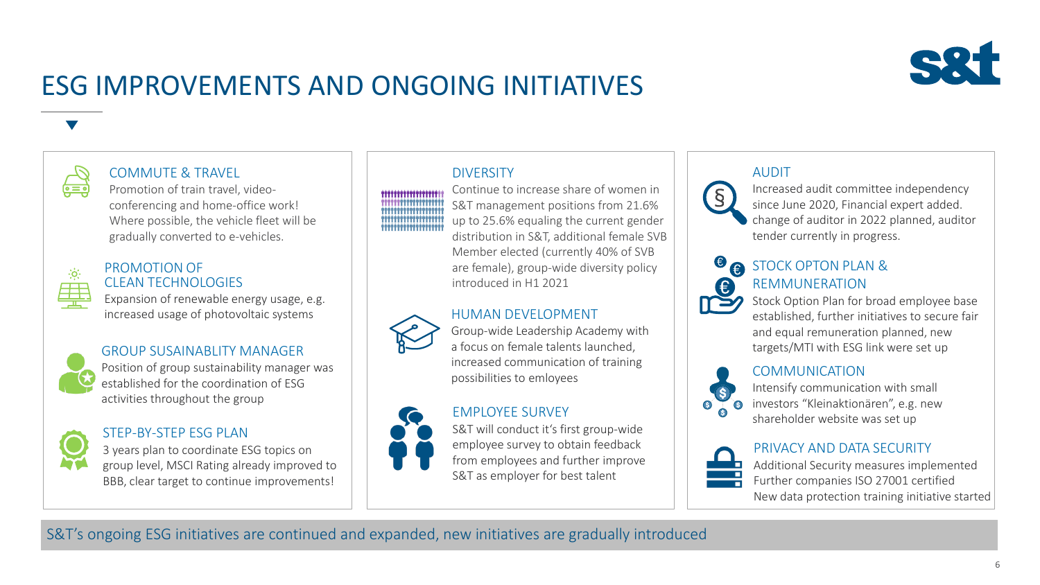# ESG IMPROVEMENTS AND ONGOING INITIATIVES

### COMMUTE & TRAVEL

Promotion of train travel, video-conferencing and home-office work! Where possible, the vehicle fleet will be gradually converted to e-vehicles.

### PROMOTION OF CLEAN TECHNOLOGIES

Expansion of renewable energy usage, e.g. increased usage of photovoltaic systems

### GROUP SUSAINABLITY MANAGER

Position of group sustainability manager was established for the coordination of ESG activities throughout the group

### STEP-BY-STEP ESG PLAN

3 years plan to coordinate ESG topics on group level, MSCI Rating already improved to BBB, clear target to continue improvements!

### DIVERSITY

Continue to increase share of women in S&T management positions from 21.6% up to 25.6% equaling the current gender distribution in S&T, additional female SVB Member elected (currently 40% of SVB are female), group-wide diversity policy introduced in H1 2021

### HUMAN DEVELOPMENT

Group-wide Leadership Academy with a focus on female talents launched, increased communication of training possibilities to emloyees

### EMPLOYEE SURVEY

S&T will conduct it's first group-wide employee survey to obtain feedback from employees and further improve S&T as employer for best talent

### AUDIT

Increased audit committee independency since June 2020, Financial expert added. change of auditor in 2022 planned, auditor tender currently in progress.

### STOCK OPTON PLAN & REMMUNERATION

Stock Option Plan for broad employee base established, further initiatives to secure fair and equal remuneration planned, new targets/MTI with ESG link were set up

### COMMUNICATION

Intensify communication with small investors "Kleinaktionären", e.g. new shareholder website was set up

### PRIVACY AND DATA SECURITY

Additional Security measures implemented
Further companies ISO 27001 certified
New data protection training initiative started

S&T's ongoing ESG initiatives are continued and expanded, new initiatives are gradually introduced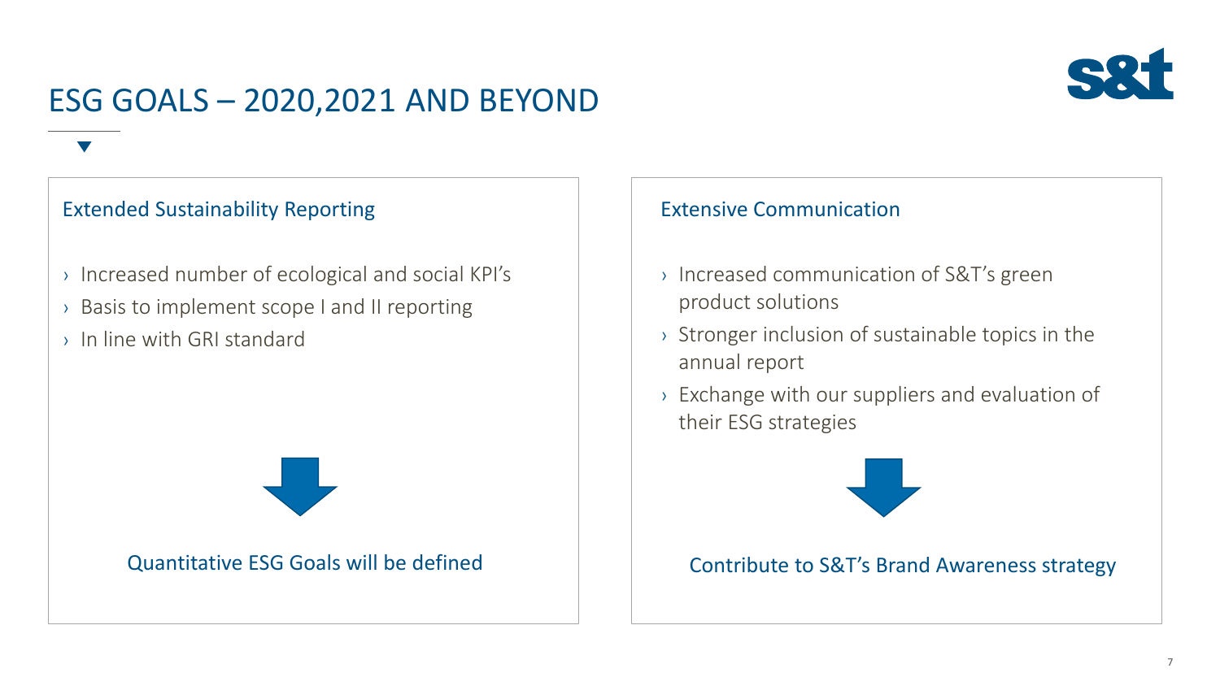# ESG GOALS – 2020,2021 AND BEYOND

## Extended Sustainability Reporting

- Increased number of ecological and social KPI's
- Basis to implement scope I and II reporting
- In line with GRI standard

Quantitative ESG Goals will be defined

## Extensive Communication

- Increased communication of S&T's green product solutions
- Stronger inclusion of sustainable topics in the annual report
- Exchange with our suppliers and evaluation of their ESG strategies

Contribute to S&T's Brand Awareness strategy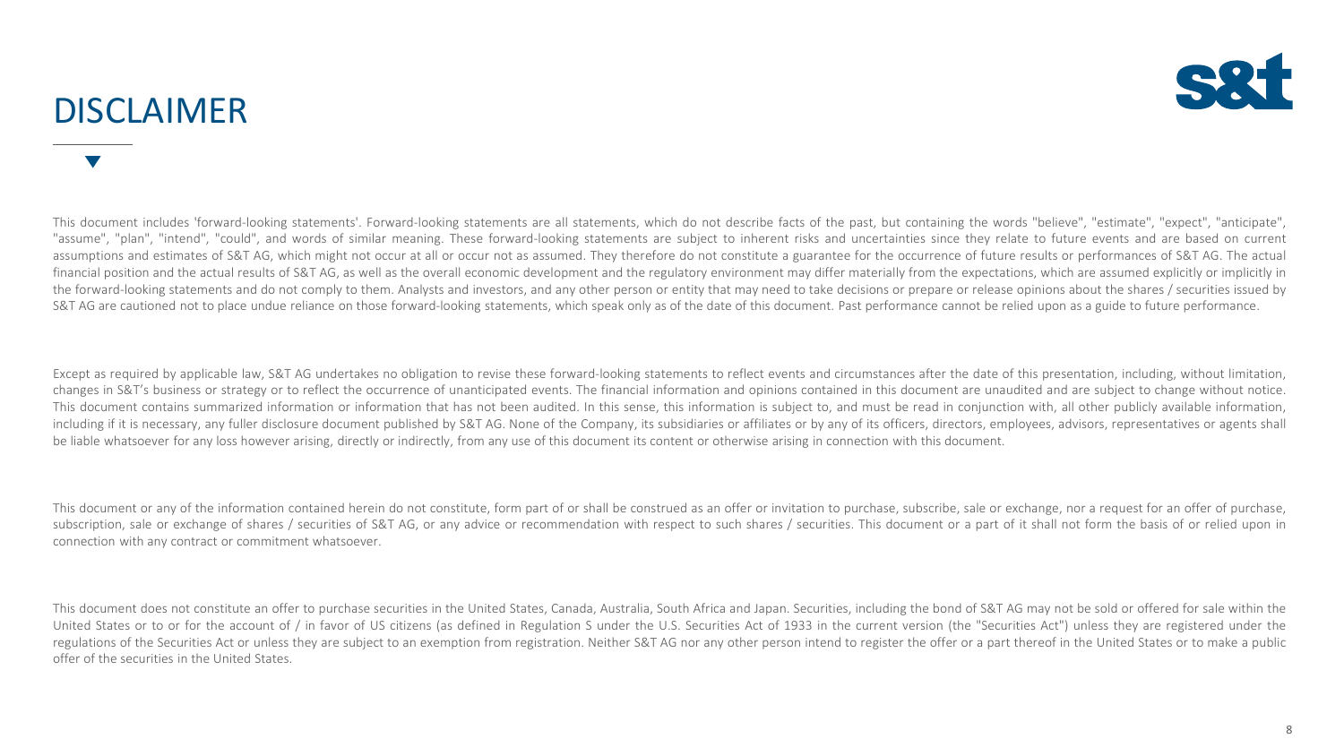# DISCLAIMER

This document includes 'forward-looking statements'. Forward-looking statements are all statements, which do not describe facts of the past, but containing the words "believe", "estimate", "expect", "anticipate", "assume", "plan", "intend", "could", and words of similar meaning. These forward-looking statements are subject to inherent risks and uncertainties since they relate to future events and are based on current assumptions and estimates of S&T AG, which might not occur at all or occur not as assumed. They therefore do not constitute a guarantee for the occurrence of future results or performances of S&T AG. The actual financial position and the actual results of S&T AG, as well as the overall economic development and the regulatory environment may differ materially from the expectations, which are assumed explicitly or implicitly in the forward-looking statements and do not comply to them. Analysts and investors, and any other person or entity that may need to take decisions or prepare or release opinions about the shares / securities issued by S&T AG are cautioned not to place undue reliance on those forward-looking statements, which speak only as of the date of this document. Past performance cannot be relied upon as a guide to future performance.

Except as required by applicable law, S&T AG undertakes no obligation to revise these forward-looking statements to reflect events and circumstances after the date of this presentation, including, without limitation, changes in S&T's business or strategy or to reflect the occurrence of unanticipated events. The financial information and opinions contained in this document are unaudited and are subject to change without notice. This document contains summarized information or information that has not been audited. In this sense, this information is subject to, and must be read in conjunction with, all other publicly available information, including if it is necessary, any fuller disclosure document published by S&T AG. None of the Company, its subsidiaries or affiliates or by any of its officers, directors, employees, advisors, representatives or agents shall be liable whatsoever for any loss however arising, directly or indirectly, from any use of this document its content or otherwise arising in connection with this document.

This document or any of the information contained herein do not constitute, form part of or shall be construed as an offer or invitation to purchase, subscribe, sale or exchange, nor a request for an offer of purchase, subscription, sale or exchange of shares / securities of S&T AG, or any advice or recommendation with respect to such shares / securities. This document or a part of it shall not form the basis of or relied upon in connection with any contract or commitment whatsoever.

This document does not constitute an offer to purchase securities in the United States, Canada, Australia, South Africa and Japan. Securities, including the bond of S&T AG may not be sold or offered for sale within the United States or to or for the account of / in favor of US citizens (as defined in Regulation S under the U.S. Securities Act of 1933 in the current version (the "Securities Act") unless they are registered under the regulations of the Securities Act or unless they are subject to an exemption from registration. Neither S&T AG nor any other person intend to register the offer or a part thereof in the United States or to make a public offer of the securities in the United States.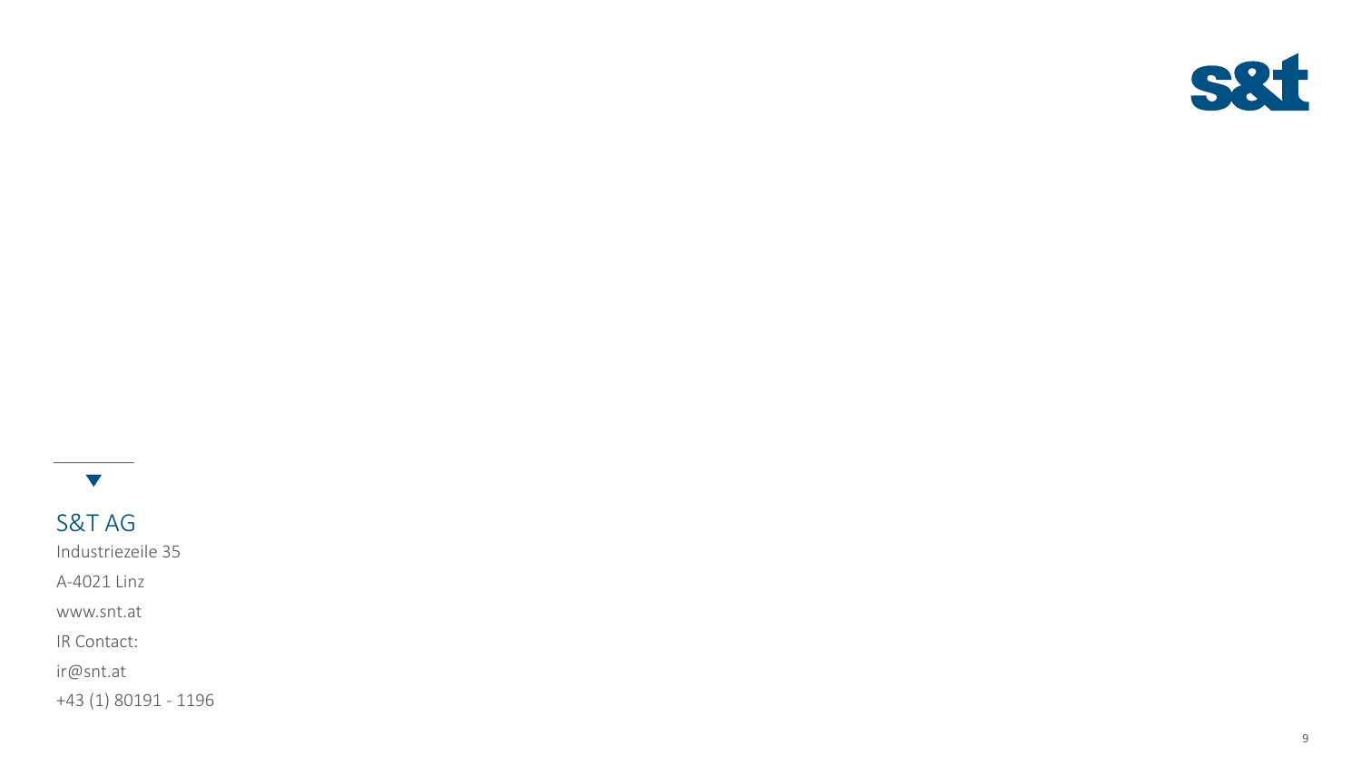## S&T AG

Industriezeile 35

A-4021 Linz

www.snt.at

IR Contact:

ir@snt.at

+43 (1) 80191 - 1196